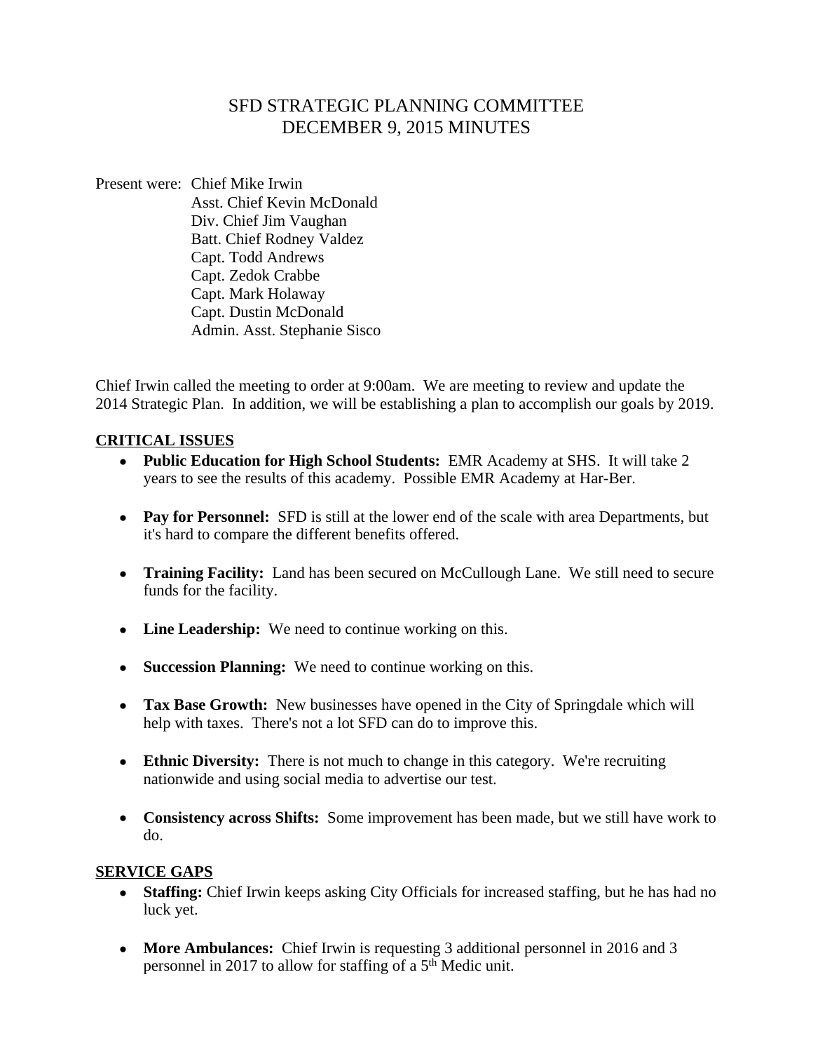# SFD STRATEGIC PLANNING COMMITTEE
# DECEMBER 9, 2015 MINUTES

Present were: Chief Mike Irwin
Asst. Chief Kevin McDonald
Div. Chief Jim Vaughan
Batt. Chief Rodney Valdez
Capt. Todd Andrews
Capt. Zedok Crabbe
Capt. Mark Holaway
Capt. Dustin McDonald
Admin. Asst. Stephanie Sisco

Chief Irwin called the meeting to order at 9:00am. We are meeting to review and update the 2014 Strategic Plan. In addition, we will be establishing a plan to accomplish our goals by 2019.

## CRITICAL ISSUES

- **Public Education for High School Students:** EMR Academy at SHS. It will take 2 years to see the results of this academy. Possible EMR Academy at Har-Ber.
- **Pay for Personnel:** SFD is still at the lower end of the scale with area Departments, but it's hard to compare the different benefits offered.
- **Training Facility:** Land has been secured on McCullough Lane. We still need to secure funds for the facility.
- **Line Leadership:** We need to continue working on this.
- **Succession Planning:** We need to continue working on this.
- **Tax Base Growth:** New businesses have opened in the City of Springdale which will help with taxes. There's not a lot SFD can do to improve this.
- **Ethnic Diversity:** There is not much to change in this category. We're recruiting nationwide and using social media to advertise our test.
- **Consistency across Shifts:** Some improvement has been made, but we still have work to do.

## SERVICE GAPS

- **Staffing:** Chief Irwin keeps asking City Officials for increased staffing, but he has had no luck yet.
- **More Ambulances:** Chief Irwin is requesting 3 additional personnel in 2016 and 3 personnel in 2017 to allow for staffing of a 5th Medic unit.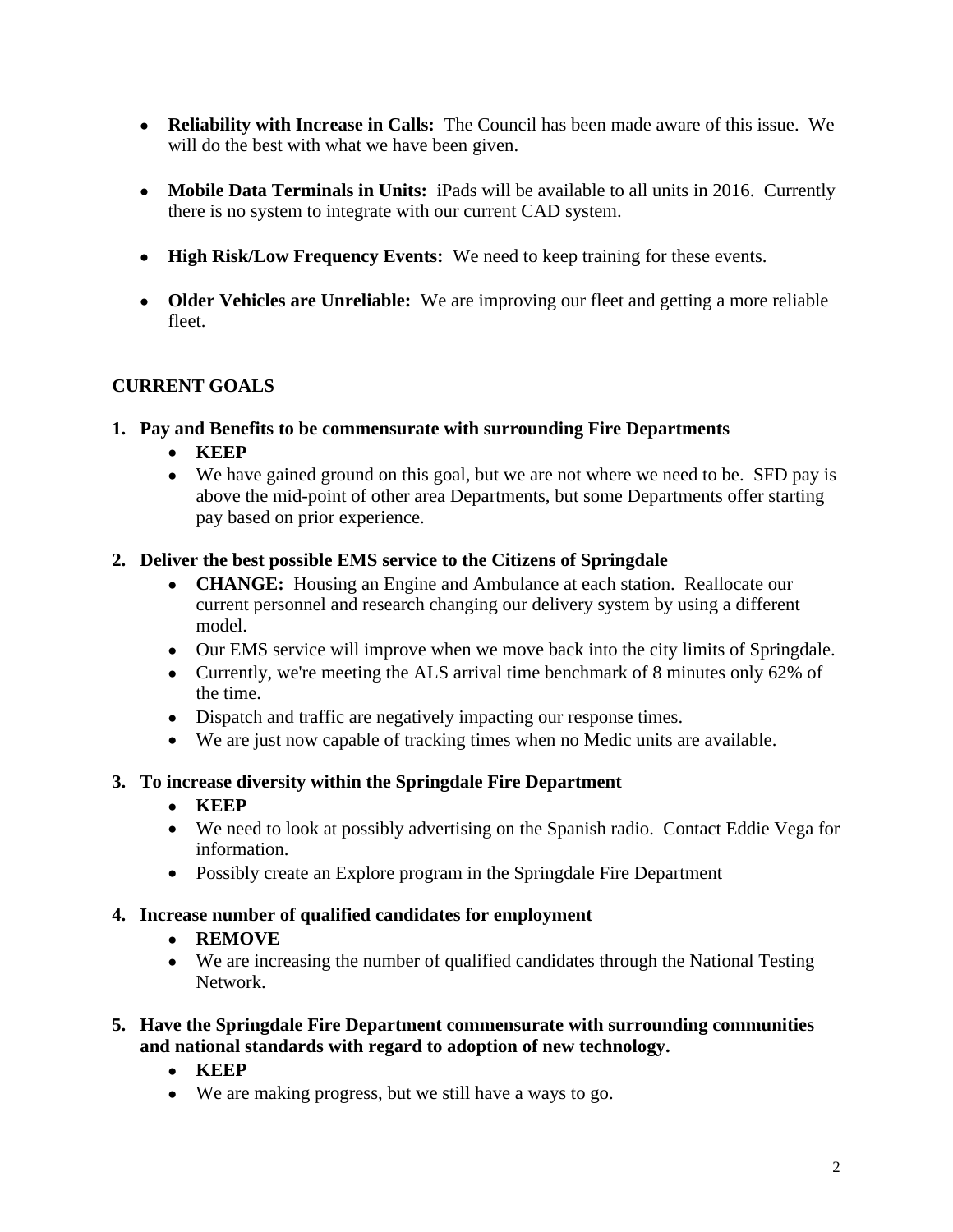- **Reliability with Increase in Calls:** The Council has been made aware of this issue. We will do the best with what we have been given.

- **Mobile Data Terminals in Units:** iPads will be available to all units in 2016. Currently there is no system to integrate with our current CAD system.

- **High Risk/Low Frequency Events:** We need to keep training for these events.

- **Older Vehicles are Unreliable:** We are improving our fleet and getting a more reliable fleet.

## CURRENT GOALS

1. **Pay and Benefits to be commensurate with surrounding Fire Departments**
   - **KEEP**
   - We have gained ground on this goal, but we are not where we need to be. SFD pay is above the mid-point of other area Departments, but some Departments offer starting pay based on prior experience.

2. **Deliver the best possible EMS service to the Citizens of Springdale**
   - **CHANGE:** Housing an Engine and Ambulance at each station. Reallocate our current personnel and research changing our delivery system by using a different model.
   - Our EMS service will improve when we move back into the city limits of Springdale.
   - Currently, we're meeting the ALS arrival time benchmark of 8 minutes only 62% of the time.
   - Dispatch and traffic are negatively impacting our response times.
   - We are just now capable of tracking times when no Medic units are available.

3. **To increase diversity within the Springdale Fire Department**
   - **KEEP**
   - We need to look at possibly advertising on the Spanish radio. Contact Eddie Vega for information.
   - Possibly create an Explore program in the Springdale Fire Department

4. **Increase number of qualified candidates for employment**
   - **REMOVE**
   - We are increasing the number of qualified candidates through the National Testing Network.

5. **Have the Springdale Fire Department commensurate with surrounding communities and national standards with regard to adoption of new technology.**
   - **KEEP**
   - We are making progress, but we still have a ways to go.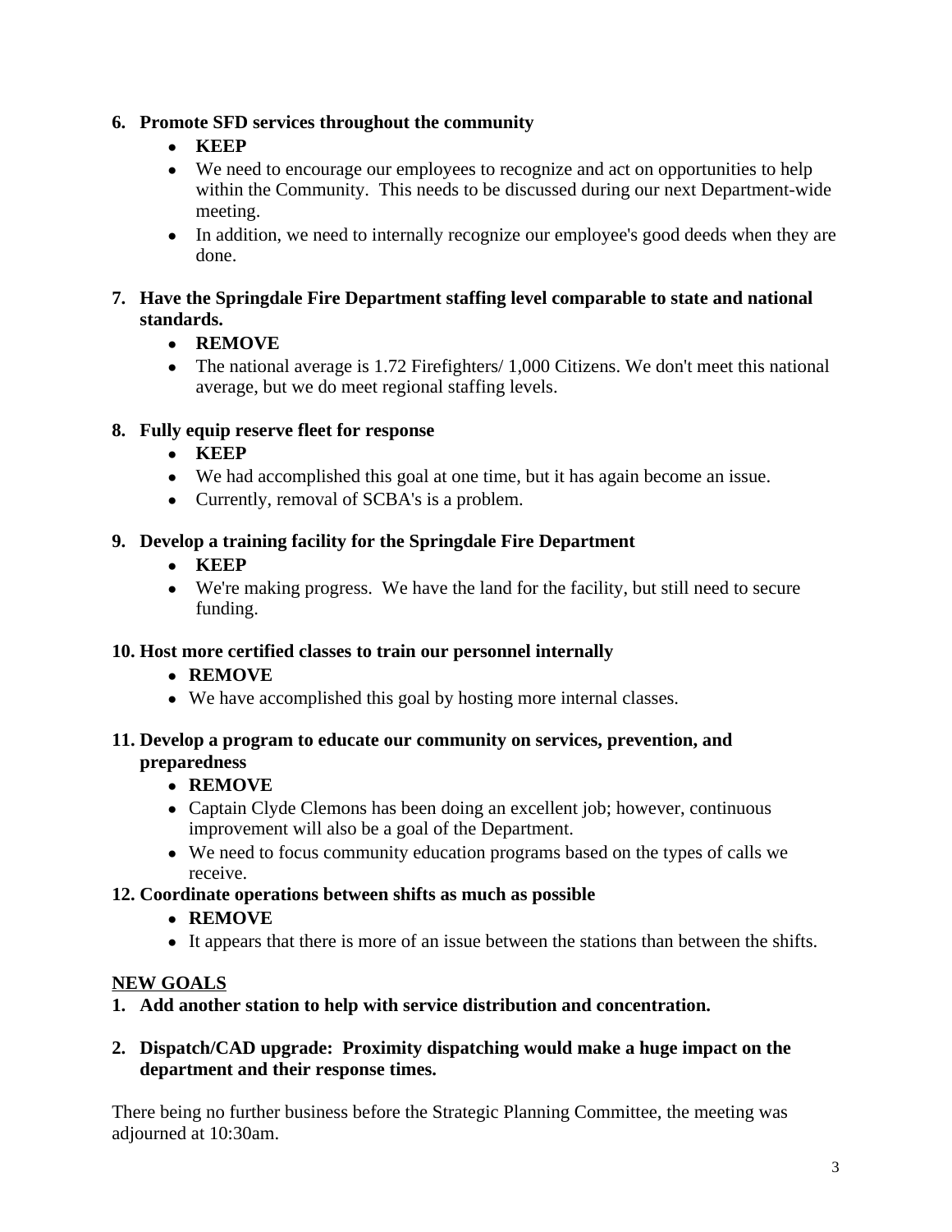6. **Promote SFD services throughout the community**
    - **KEEP**
    - We need to encourage our employees to recognize and act on opportunities to help within the Community. This needs to be discussed during our next Department-wide meeting.
    - In addition, we need to internally recognize our employee's good deeds when they are done.

7. **Have the Springdale Fire Department staffing level comparable to state and national standards.**
    - **REMOVE**
    - The national average is 1.72 Firefighters/ 1,000 Citizens. We don't meet this national average, but we do meet regional staffing levels.

8. **Fully equip reserve fleet for response**
    - **KEEP**
    - We had accomplished this goal at one time, but it has again become an issue.
    - Currently, removal of SCBA's is a problem.

9. **Develop a training facility for the Springdale Fire Department**
    - **KEEP**
    - We're making progress. We have the land for the facility, but still need to secure funding.

10. **Host more certified classes to train our personnel internally**
    - **REMOVE**
    - We have accomplished this goal by hosting more internal classes.

11. **Develop a program to educate our community on services, prevention, and preparedness**
    - **REMOVE**
    - Captain Clyde Clemons has been doing an excellent job; however, continuous improvement will also be a goal of the Department.
    - We need to focus community education programs based on the types of calls we receive.

12. **Coordinate operations between shifts as much as possible**
    - **REMOVE**
    - It appears that there is more of an issue between the stations than between the shifts.

**NEW GOALS**

1. **Add another station to help with service distribution and concentration.**

2. **Dispatch/CAD upgrade: Proximity dispatching would make a huge impact on the department and their response times.**

There being no further business before the Strategic Planning Committee, the meeting was adjourned at 10:30am.